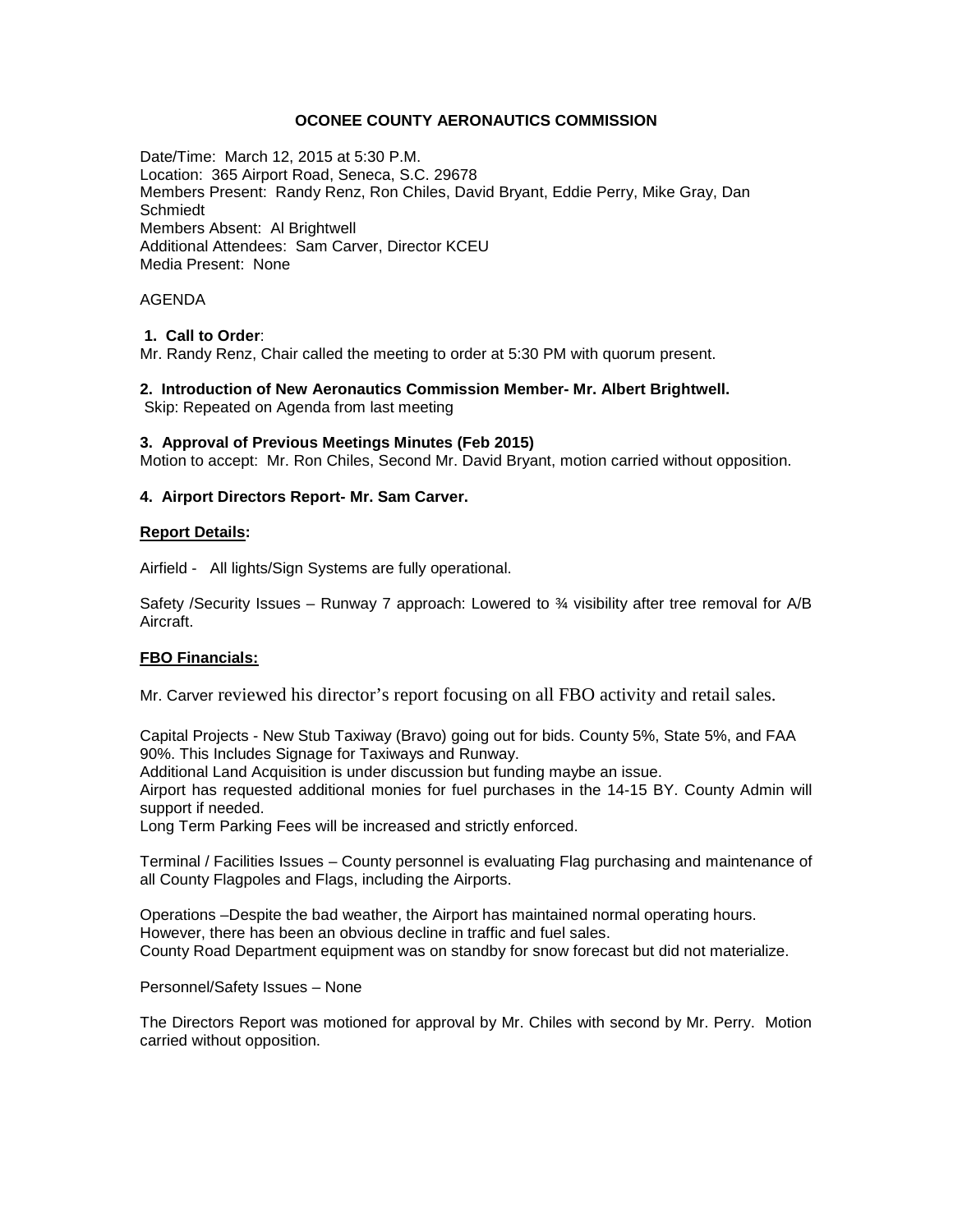## OCONEE COUNTY AERONAUTICS COMMISSION

Date/Time: March 12, 2015 at 5:30 P.M.
Location: 365 Airport Road, Seneca, S.C. 29678
Members Present: Randy Renz, Ron Chiles, David Bryant, Eddie Perry, Mike Gray, Dan Schmiedt
Members Absent: Al Brightwell
Additional Attendees: Sam Carver, Director KCEU
Media Present: None

AGENDA

**1. Call to Order**:
Mr. Randy Renz, Chair called the meeting to order at 5:30 PM with quorum present.

**2. Introduction of New Aeronautics Commission Member- Mr. Albert Brightwell.**
Skip: Repeated on Agenda from last meeting

**3. Approval of Previous Meetings Minutes (Feb 2015)**
Motion to accept: Mr. Ron Chiles, Second Mr. David Bryant, motion carried without opposition.

**4. Airport Directors Report- Mr. Sam Carver.**

**Report Details:**

Airfield - All lights/Sign Systems are fully operational.

Safety /Security Issues – Runway 7 approach: Lowered to ¾ visibility after tree removal for A/B Aircraft.

**FBO Financials:**

Mr. Carver reviewed his director's report focusing on all FBO activity and retail sales.

Capital Projects - New Stub Taxiway (Bravo) going out for bids. County 5%, State 5%, and FAA 90%. This Includes Signage for Taxiways and Runway.
Additional Land Acquisition is under discussion but funding maybe an issue.
Airport has requested additional monies for fuel purchases in the 14-15 BY. County Admin will support if needed.
Long Term Parking Fees will be increased and strictly enforced.

Terminal / Facilities Issues – County personnel is evaluating Flag purchasing and maintenance of all County Flagpoles and Flags, including the Airports.

Operations –Despite the bad weather, the Airport has maintained normal operating hours. However, there has been an obvious decline in traffic and fuel sales.
County Road Department equipment was on standby for snow forecast but did not materialize.

Personnel/Safety Issues – None

The Directors Report was motioned for approval by Mr. Chiles with second by Mr. Perry. Motion carried without opposition.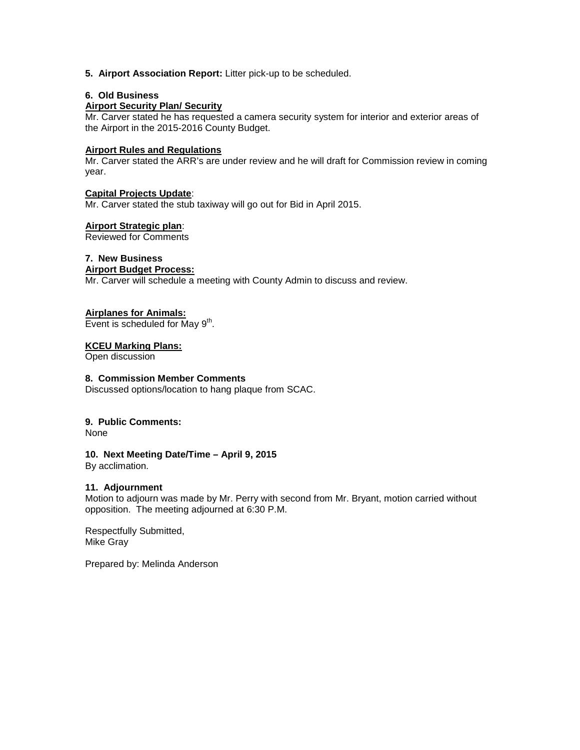**5. Airport Association Report:** Litter pick-up to be scheduled.

**6. Old Business**

**Airport Security Plan/ Security**

Mr. Carver stated he has requested a camera security system for interior and exterior areas of the Airport in the 2015-2016 County Budget.

**Airport Rules and Regulations**

Mr. Carver stated the ARR's are under review and he will draft for Commission review in coming year.

**Capital Projects Update**:

Mr. Carver stated the stub taxiway will go out for Bid in April 2015.

**Airport Strategic plan**:

Reviewed for Comments

**7. New Business**

**Airport Budget Process:**

Mr. Carver will schedule a meeting with County Admin to discuss and review.

**Airplanes for Animals:**

Event is scheduled for May 9th.

**KCEU Marking Plans:**

Open discussion

**8. Commission Member Comments**

Discussed options/location to hang plaque from SCAC.

**9. Public Comments:**

None

**10. Next Meeting Date/Time – April 9, 2015**

By acclimation.

**11. Adjournment**

Motion to adjourn was made by Mr. Perry with second from Mr. Bryant, motion carried without opposition. The meeting adjourned at 6:30 P.M.

Respectfully Submitted,
Mike Gray

Prepared by: Melinda Anderson